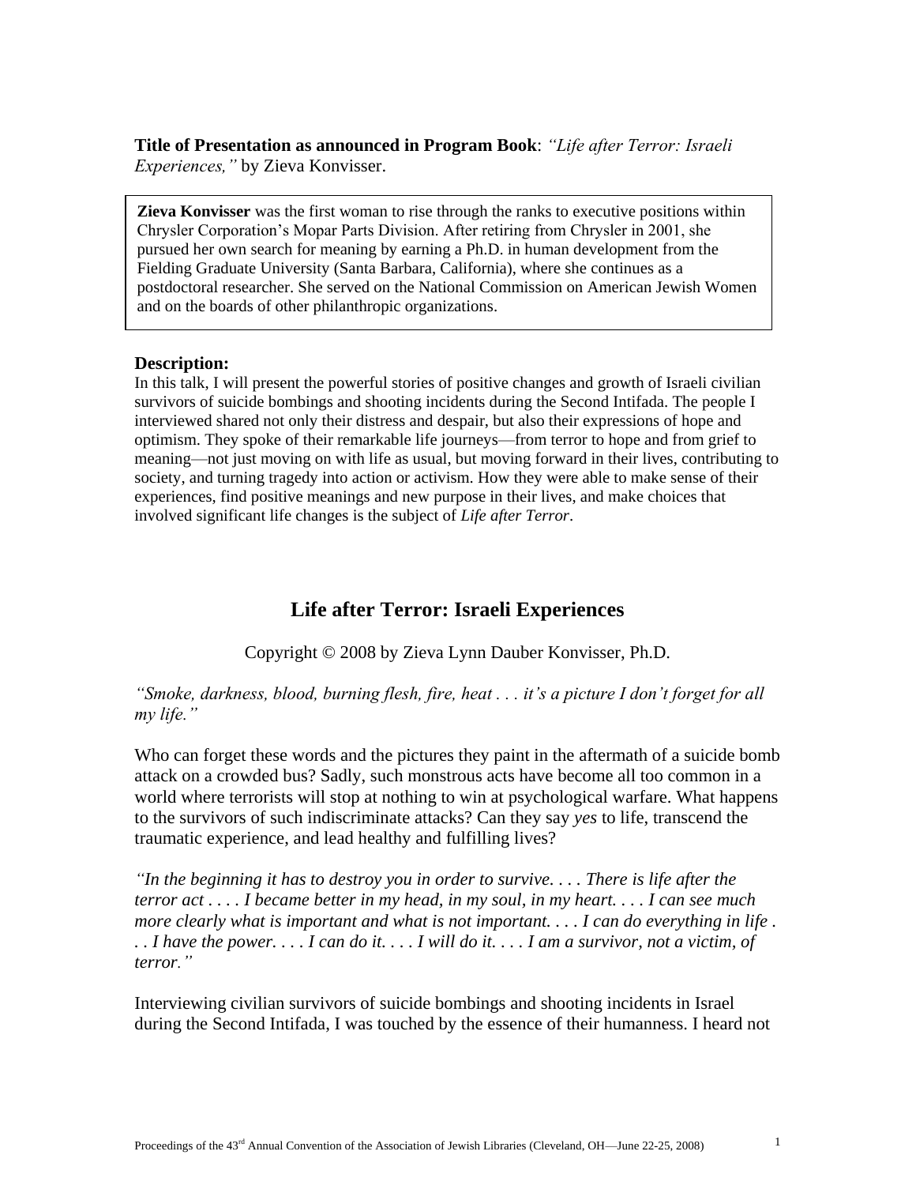**Title of Presentation as announced in Program Book**: *"Life after Terror: Israeli Experiences,"* by Zieva Konvisser.

**Zieva Konvisser** was the first woman to rise through the ranks to executive positions within Chrysler Corporation's Mopar Parts Division. After retiring from Chrysler in 2001, she pursued her own search for meaning by earning a Ph.D. in human development from the Fielding Graduate University (Santa Barbara, California), where she continues as a postdoctoral researcher. She served on the National Commission on American Jewish Women and on the boards of other philanthropic organizations.

**Description:**
In this talk, I will present the powerful stories of positive changes and growth of Israeli civilian survivors of suicide bombings and shooting incidents during the Second Intifada. The people I interviewed shared not only their distress and despair, but also their expressions of hope and optimism. They spoke of their remarkable life journeys—from terror to hope and from grief to meaning—not just moving on with life as usual, but moving forward in their lives, contributing to society, and turning tragedy into action or activism. How they were able to make sense of their experiences, find positive meanings and new purpose in their lives, and make choices that involved significant life changes is the subject of *Life after Terror*.

# Life after Terror: Israeli Experiences

Copyright © 2008 by Zieva Lynn Dauber Konvisser, Ph.D.

*"Smoke, darkness, blood, burning flesh, fire, heat . . . it's a picture I don't forget for all my life."*

Who can forget these words and the pictures they paint in the aftermath of a suicide bomb attack on a crowded bus? Sadly, such monstrous acts have become all too common in a world where terrorists will stop at nothing to win at psychological warfare. What happens to the survivors of such indiscriminate attacks? Can they say *yes* to life, transcend the traumatic experience, and lead healthy and fulfilling lives?

*"In the beginning it has to destroy you in order to survive. . . . There is life after the terror act . . . . I became better in my head, in my soul, in my heart. . . . I can see much more clearly what is important and what is not important. . . . I can do everything in life . . . I have the power. . . . I can do it. . . . I will do it. . . . I am a survivor, not a victim, of terror."*

Interviewing civilian survivors of suicide bombings and shooting incidents in Israel during the Second Intifada, I was touched by the essence of their humanness. I heard not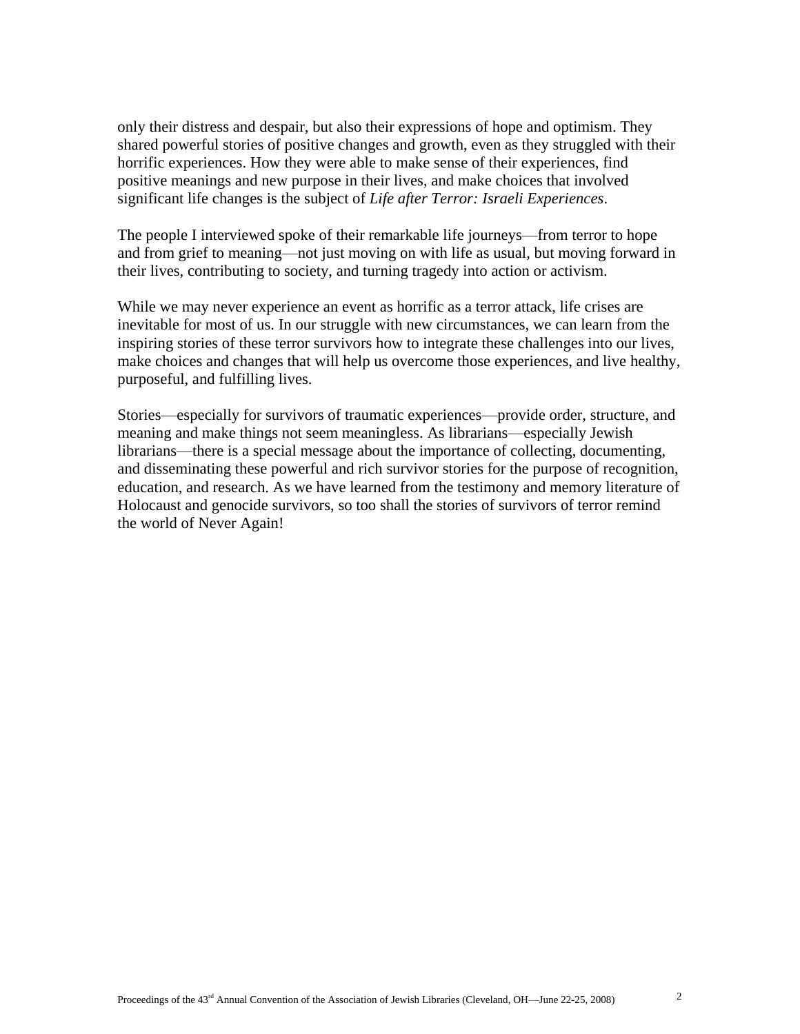only their distress and despair, but also their expressions of hope and optimism. They shared powerful stories of positive changes and growth, even as they struggled with their horrific experiences. How they were able to make sense of their experiences, find positive meanings and new purpose in their lives, and make choices that involved significant life changes is the subject of *Life after Terror: Israeli Experiences*.

The people I interviewed spoke of their remarkable life journeys—from terror to hope and from grief to meaning—not just moving on with life as usual, but moving forward in their lives, contributing to society, and turning tragedy into action or activism.

While we may never experience an event as horrific as a terror attack, life crises are inevitable for most of us. In our struggle with new circumstances, we can learn from the inspiring stories of these terror survivors how to integrate these challenges into our lives, make choices and changes that will help us overcome those experiences, and live healthy, purposeful, and fulfilling lives.

Stories—especially for survivors of traumatic experiences—provide order, structure, and meaning and make things not seem meaningless. As librarians—especially Jewish librarians—there is a special message about the importance of collecting, documenting, and disseminating these powerful and rich survivor stories for the purpose of recognition, education, and research. As we have learned from the testimony and memory literature of Holocaust and genocide survivors, so too shall the stories of survivors of terror remind the world of Never Again!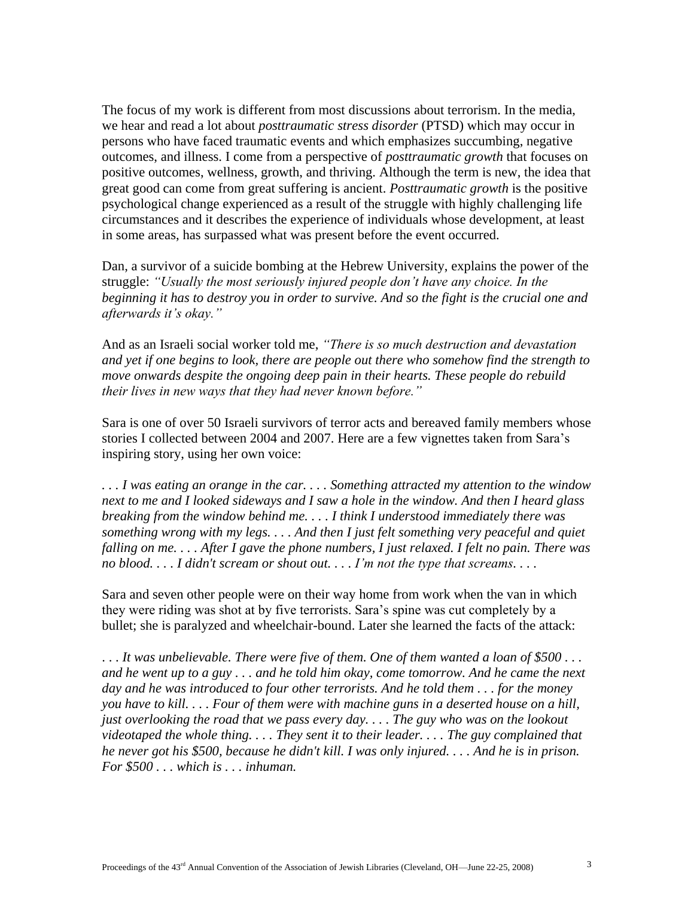The focus of my work is different from most discussions about terrorism. In the media, we hear and read a lot about *posttraumatic stress disorder* (PTSD) which may occur in persons who have faced traumatic events and which emphasizes succumbing, negative outcomes, and illness. I come from a perspective of *posttraumatic growth* that focuses on positive outcomes, wellness, growth, and thriving. Although the term is new, the idea that great good can come from great suffering is ancient. *Posttraumatic growth* is the positive psychological change experienced as a result of the struggle with highly challenging life circumstances and it describes the experience of individuals whose development, at least in some areas, has surpassed what was present before the event occurred.

Dan, a survivor of a suicide bombing at the Hebrew University, explains the power of the struggle: *"Usually the most seriously injured people don't have any choice. In the beginning it has to destroy you in order to survive. And so the fight is the crucial one and afterwards it's okay."*

And as an Israeli social worker told me, *"There is so much destruction and devastation and yet if one begins to look, there are people out there who somehow find the strength to move onwards despite the ongoing deep pain in their hearts. These people do rebuild their lives in new ways that they had never known before."*

Sara is one of over 50 Israeli survivors of terror acts and bereaved family members whose stories I collected between 2004 and 2007. Here are a few vignettes taken from Sara's inspiring story, using her own voice:

*. . . I was eating an orange in the car. . . . Something attracted my attention to the window next to me and I looked sideways and I saw a hole in the window. And then I heard glass breaking from the window behind me. . . . I think I understood immediately there was something wrong with my legs. . . . And then I just felt something very peaceful and quiet falling on me. . . . After I gave the phone numbers, I just relaxed. I felt no pain. There was no blood. . . . I didn't scream or shout out. . . . I'm not the type that screams. . . .*

Sara and seven other people were on their way home from work when the van in which they were riding was shot at by five terrorists. Sara's spine was cut completely by a bullet; she is paralyzed and wheelchair-bound. Later she learned the facts of the attack:

*. . . It was unbelievable. There were five of them. One of them wanted a loan of $500 . . . and he went up to a guy . . . and he told him okay, come tomorrow. And he came the next day and he was introduced to four other terrorists. And he told them . . . for the money you have to kill. . . . Four of them were with machine guns in a deserted house on a hill, just overlooking the road that we pass every day. . . . The guy who was on the lookout videotaped the whole thing. . . . They sent it to their leader. . . . The guy complained that he never got his $500, because he didn't kill. I was only injured. . . . And he is in prison. For $500 . . . which is . . . inhuman.*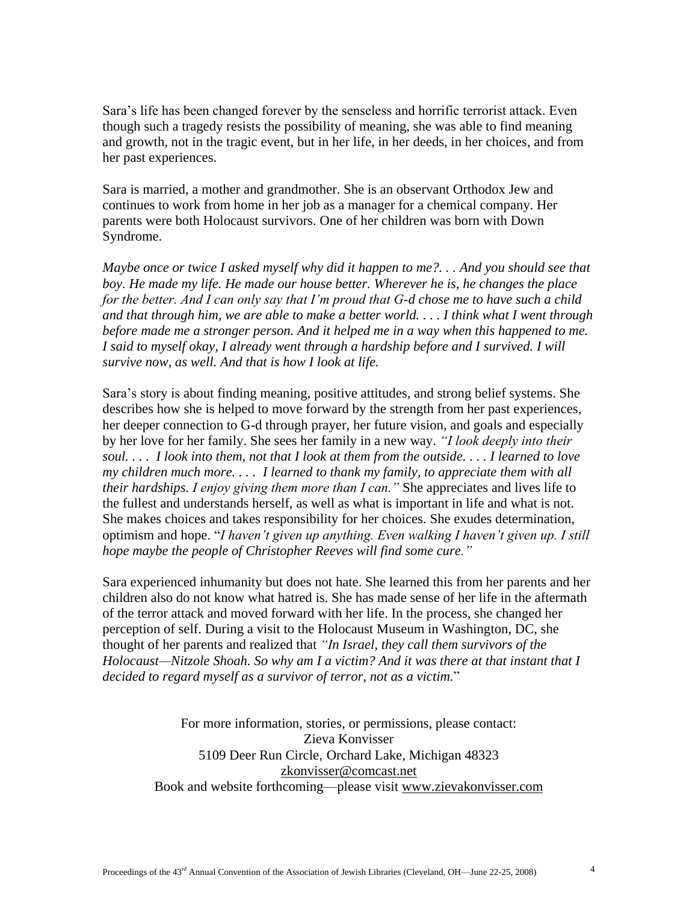Sara's life has been changed forever by the senseless and horrific terrorist attack. Even though such a tragedy resists the possibility of meaning, she was able to find meaning and growth, not in the tragic event, but in her life, in her deeds, in her choices, and from her past experiences.

Sara is married, a mother and grandmother. She is an observant Orthodox Jew and continues to work from home in her job as a manager for a chemical company. Her parents were both Holocaust survivors. One of her children was born with Down Syndrome.

*Maybe once or twice I asked myself why did it happen to me?. . . And you should see that boy. He made my life. He made our house better. Wherever he is, he changes the place for the better. And I can only say that I'm proud that G-d chose me to have such a child and that through him, we are able to make a better world. . . . I think what I went through before made me a stronger person. And it helped me in a way when this happened to me. I said to myself okay, I already went through a hardship before and I survived. I will survive now, as well. And that is how I look at life.*

Sara's story is about finding meaning, positive attitudes, and strong belief systems. She describes how she is helped to move forward by the strength from her past experiences, her deeper connection to G-d through prayer, her future vision, and goals and especially by her love for her family. She sees her family in a new way. *"I look deeply into their soul. . . . I look into them, not that I look at them from the outside. . . . I learned to love my children much more. . . . I learned to thank my family, to appreciate them with all their hardships. I enjoy giving them more than I can."* She appreciates and lives life to the fullest and understands herself, as well as what is important in life and what is not. She makes choices and takes responsibility for her choices. She exudes determination, optimism and hope. "*I haven't given up anything. Even walking I haven't given up. I still hope maybe the people of Christopher Reeves will find some cure."*

Sara experienced inhumanity but does not hate. She learned this from her parents and her children also do not know what hatred is. She has made sense of her life in the aftermath of the terror attack and moved forward with her life. In the process, she changed her perception of self. During a visit to the Holocaust Museum in Washington, DC, she thought of her parents and realized that *"In Israel, they call them survivors of the Holocaust—Nitzole Shoah. So why am I a victim? And it was there at that instant that I decided to regard myself as a survivor of terror, not as a victim.*"

For more information, stories, or permissions, please contact:
Zieva Konvisser
5109 Deer Run Circle, Orchard Lake, Michigan 48323
zkonvisser@comcast.net
Book and website forthcoming—please visit www.zievakonvisser.com